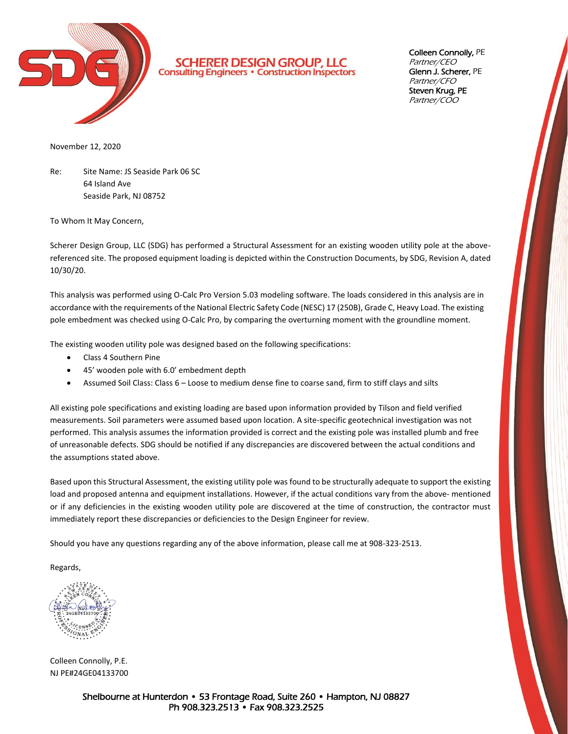**SCHERER DESIGN GROUP, LLC**
Consulting Engineers • Construction Inspectors

**Colleen Connolly**, PE
*Partner/CEO*
**Glenn J. Scherer**, PE
*Partner/CFO*
**Steven Krug**, PE
*Partner/COO*

November 12, 2020

Re: Site Name: JS Seaside Park 06 SC
64 Island Ave
Seaside Park, NJ 08752

To Whom It May Concern,

Scherer Design Group, LLC (SDG) has performed a Structural Assessment for an existing wooden utility pole at the above-referenced site. The proposed equipment loading is depicted within the Construction Documents, by SDG, Revision A, dated 10/30/20.

This analysis was performed using O-Calc Pro Version 5.03 modeling software. The loads considered in this analysis are in accordance with the requirements of the National Electric Safety Code (NESC) 17 (250B), Grade C, Heavy Load. The existing pole embedment was checked using O-Calc Pro, by comparing the overturning moment with the groundline moment.

The existing wooden utility pole was designed based on the following specifications:

- Class 4 Southern Pine
- 45' wooden pole with 6.0' embedment depth
- Assumed Soil Class: Class 6 – Loose to medium dense fine to coarse sand, firm to stiff clays and silts

All existing pole specifications and existing loading are based upon information provided by Tilson and field verified measurements. Soil parameters were assumed based upon location. A site-specific geotechnical investigation was not performed. This analysis assumes the information provided is correct and the existing pole was installed plumb and free of unreasonable defects. SDG should be notified if any discrepancies are discovered between the actual conditions and the assumptions stated above.

Based upon this Structural Assessment, the existing utility pole was found to be structurally adequate to support the existing load and proposed antenna and equipment installations. However, if the actual conditions vary from the above- mentioned or if any deficiencies in the existing wooden utility pole are discovered at the time of construction, the contractor must immediately report these discrepancies or deficiencies to the Design Engineer for review.

Should you have any questions regarding any of the above information, please call me at 908-323-2513.

Regards,

Colleen Connolly, P.E.
NJ PE#24GE04133700

Shelbourne at Hunterdon • 53 Frontage Road, Suite 260 • Hampton, NJ 08827
Ph 908.323.2513 • Fax 908.323.2525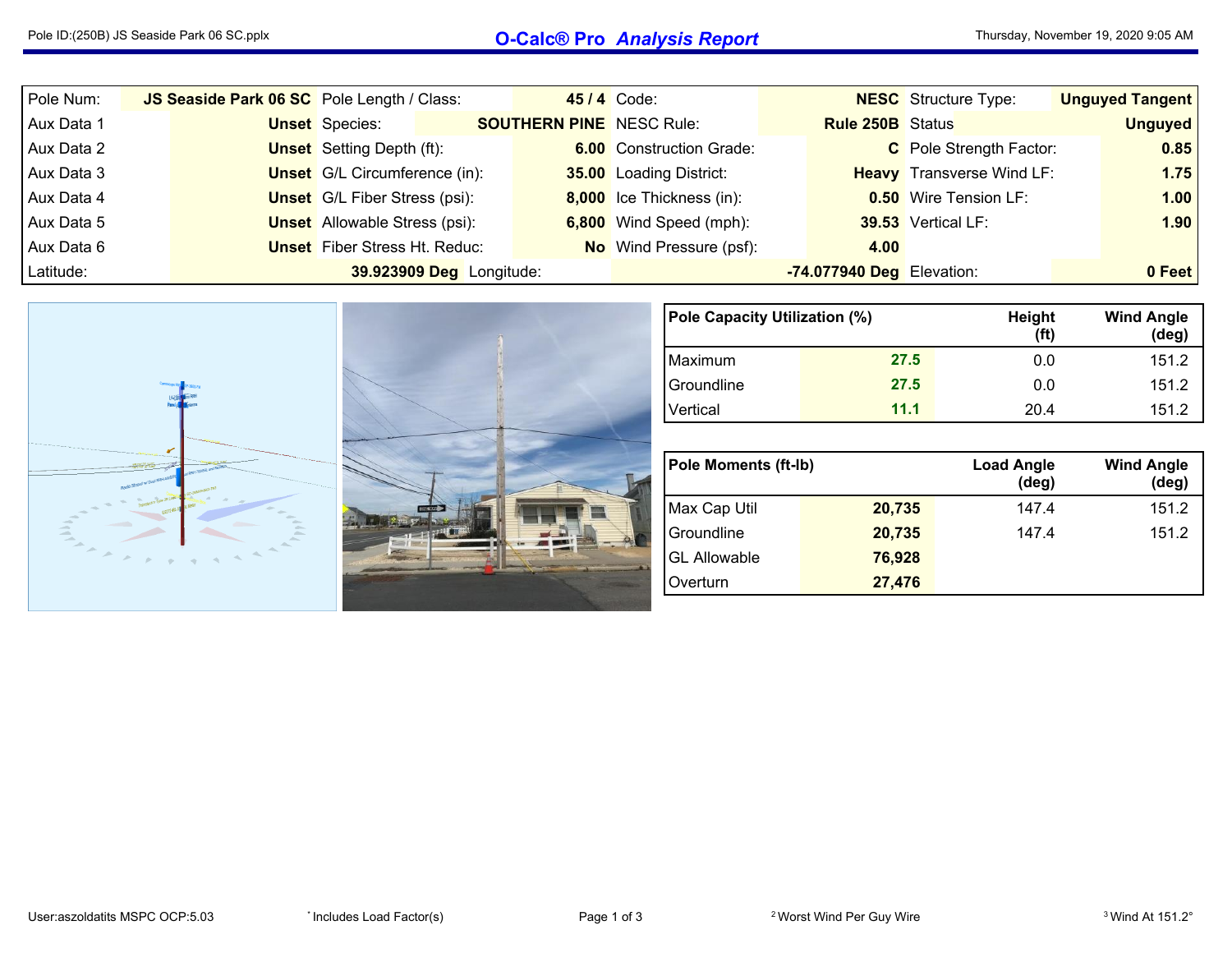# O-Calc® Pro *Analysis Report*

| Pole Num: | JS Seaside Park 06 SC | Pole Length / Class: | 45 / 4 | Code: | NESC | Structure Type: | Unguyed Tangent |
|---|---|---|---|---|---|---|---|
| Aux Data 1 | Unset | Species: | SOUTHERN PINE | NESC Rule: | Rule 250B | Status | Unguyed |
| Aux Data 2 | Unset | Setting Depth (ft): | 6.00 | Construction Grade: | C | Pole Strength Factor: | 0.85 |
| Aux Data 3 | Unset | G/L Circumference (in): | 35.00 | Loading District: | Heavy | Transverse Wind LF: | 1.75 |
| Aux Data 4 | Unset | G/L Fiber Stress (psi): | 8,000 | Ice Thickness (in): | 0.50 | Wire Tension LF: | 1.00 |
| Aux Data 5 | Unset | Allowable Stress (psi): | 6,800 | Wind Speed (mph): | 39.53 | Vertical LF: | 1.90 |
| Aux Data 6 | Unset | Fiber Stress Ht. Reduc: | No | Wind Pressure (psf): | 4.00 | | |
| Latitude: | 39.923909 Deg | Longitude: | -74.077940 Deg | Elevation: | 0 Feet | | |

| Pole Capacity Utilization (%) | | Height (ft) | Wind Angle (deg) |
|---|---|---|---|
| Maximum | 27.5 | 0.0 | 151.2 |
| Groundline | 27.5 | 0.0 | 151.2 |
| Vertical | 11.1 | 20.4 | 151.2 |

| Pole Moments (ft-lb) | | Load Angle (deg) | Wind Angle (deg) |
|---|---|---|---|
| Max Cap Util | 20,735 | 147.4 | 151.2 |
| Groundline | 20,735 | 147.4 | 151.2 |
| GL Allowable | 76,928 | | |
| Overturn | 27,476 | | |

User:aszoldatits MSPC OCP:5.03 — * Includes Load Factor(s) — [2] Worst Wind Per Guy Wire — [3] Wind At 151.2°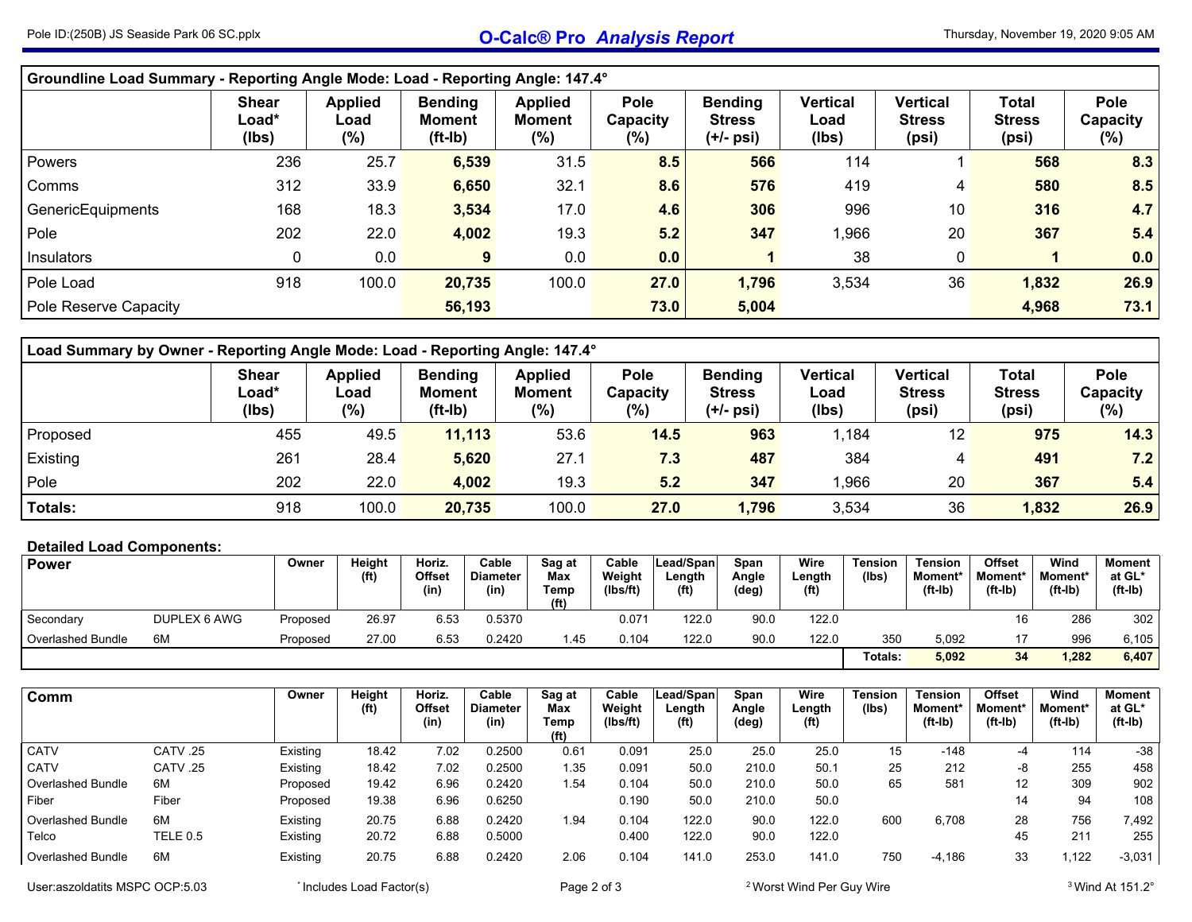## Groundline Load Summary - Reporting Angle Mode: Load - Reporting Angle: 147.4°

| | Shear Load* (lbs) | Applied Load (%) | Bending Moment (ft-lb) | Applied Moment (%) | Pole Capacity (%) | Bending Stress (+/- psi) | Vertical Load (lbs) | Vertical Stress (psi) | Total Stress (psi) | Pole Capacity (%) |
|---|---|---|---|---|---|---|---|---|---|---|
| Powers | 236 | 25.7 | **6,539** | 31.5 | **8.5** | **566** | 114 | 1 | **568** | **8.3** |
| Comms | 312 | 33.9 | **6,650** | 32.1 | **8.6** | **576** | 419 | 4 | **580** | **8.5** |
| GenericEquipments | 168 | 18.3 | **3,534** | 17.0 | **4.6** | **306** | 996 | 10 | **316** | **4.7** |
| Pole | 202 | 22.0 | **4,002** | 19.3 | **5.2** | **347** | 1,966 | 20 | **367** | **5.4** |
| Insulators | 0 | 0.0 | **9** | 0.0 | **0.0** | **1** | 38 | 0 | **1** | **0.0** |
| Pole Load | 918 | 100.0 | **20,735** | 100.0 | **27.0** | **1,796** | 3,534 | 36 | **1,832** | **26.9** |
| Pole Reserve Capacity | | | **56,193** | | **73.0** | **5,004** | | | **4,968** | **73.1** |

## Load Summary by Owner - Reporting Angle Mode: Load - Reporting Angle: 147.4°

| | Shear Load* (lbs) | Applied Load (%) | Bending Moment (ft-lb) | Applied Moment (%) | Pole Capacity (%) | Bending Stress (+/- psi) | Vertical Load (lbs) | Vertical Stress (psi) | Total Stress (psi) | Pole Capacity (%) |
|---|---|---|---|---|---|---|---|---|---|---|
| Proposed | 455 | 49.5 | **11,113** | 53.6 | **14.5** | **963** | 1,184 | 12 | **975** | **14.3** |
| Existing | 261 | 28.4 | **5,620** | 27.1 | **7.3** | **487** | 384 | 4 | **491** | **7.2** |
| Pole | 202 | 22.0 | **4,002** | 19.3 | **5.2** | **347** | 1,966 | 20 | **367** | **5.4** |
| **Totals:** | 918 | 100.0 | **20,735** | 100.0 | **27.0** | **1,796** | 3,534 | 36 | **1,832** | **26.9** |

### Detailed Load Components:

| Power | | Owner | Height (ft) | Horiz. Offset (in) | Cable Diameter (in) | Sag at Max Temp (ft) | Cable Weight (lbs/ft) | Lead/Span Length (ft) | Span Angle (deg) | Wire Length (ft) | Tension (lbs) | Tension Moment* (ft-lb) | Offset Moment* (ft-lb) | Wind Moment* (ft-lb) | Moment at GL* (ft-lb) |
|---|---|---|---|---|---|---|---|---|---|---|---|---|---|---|---|
| Secondary | DUPLEX 6 AWG | Proposed | 26.97 | 6.53 | 0.5370 | | 0.071 | 122.0 | 90.0 | 122.0 | | | 16 | 286 | 302 |
| Overlashed Bundle | 6M | Proposed | 27.00 | 6.53 | 0.2420 | 1.45 | 0.104 | 122.0 | 90.0 | 122.0 | 350 | 5,092 | 17 | 996 | 6,105 |
| | | | | | | | | | | | **Totals:** | **5,092** | **34** | **1,282** | **6,407** |

| Comm | | Owner | Height (ft) | Horiz. Offset (in) | Cable Diameter (in) | Sag at Max Temp (ft) | Cable Weight (lbs/ft) | Lead/Span Length (ft) | Span Angle (deg) | Wire Length (ft) | Tension (lbs) | Tension Moment* (ft-lb) | Offset Moment* (ft-lb) | Wind Moment* (ft-lb) | Moment at GL* (ft-lb) |
|---|---|---|---|---|---|---|---|---|---|---|---|---|---|---|---|
| CATV | CATV .25 | Existing | 18.42 | 7.02 | 0.2500 | 0.61 | 0.091 | 25.0 | 25.0 | 25.0 | 15 | -148 | -4 | 114 | -38 |
| CATV | CATV .25 | Existing | 18.42 | 7.02 | 0.2500 | 1.35 | 0.091 | 50.0 | 210.0 | 50.1 | 25 | 212 | -8 | 255 | 458 |
| Overlashed Bundle | 6M | Proposed | 19.42 | 6.96 | 0.2420 | 1.54 | 0.104 | 50.0 | 210.0 | 50.0 | 65 | 581 | 12 | 309 | 902 |
| Fiber | Fiber | Proposed | 19.38 | 6.96 | 0.6250 | | 0.190 | 50.0 | 210.0 | 50.0 | | | 14 | 94 | 108 |
| Overlashed Bundle | 6M | Existing | 20.75 | 6.88 | 0.2420 | 1.94 | 0.104 | 122.0 | 90.0 | 122.0 | 600 | 6,708 | 28 | 756 | 7,492 |
| Telco | TELE 0.5 | Existing | 20.72 | 6.88 | 0.5000 | | 0.400 | 122.0 | 90.0 | 122.0 | | | 45 | 211 | 255 |
| Overlashed Bundle | 6M | Existing | 20.75 | 6.88 | 0.2420 | 2.06 | 0.104 | 141.0 | 253.0 | 141.0 | 750 | -4,186 | 33 | 1,122 | -3,031 |

* Includes Load Factor(s)    [2] Worst Wind Per Guy Wire    [3] Wind At 151.2°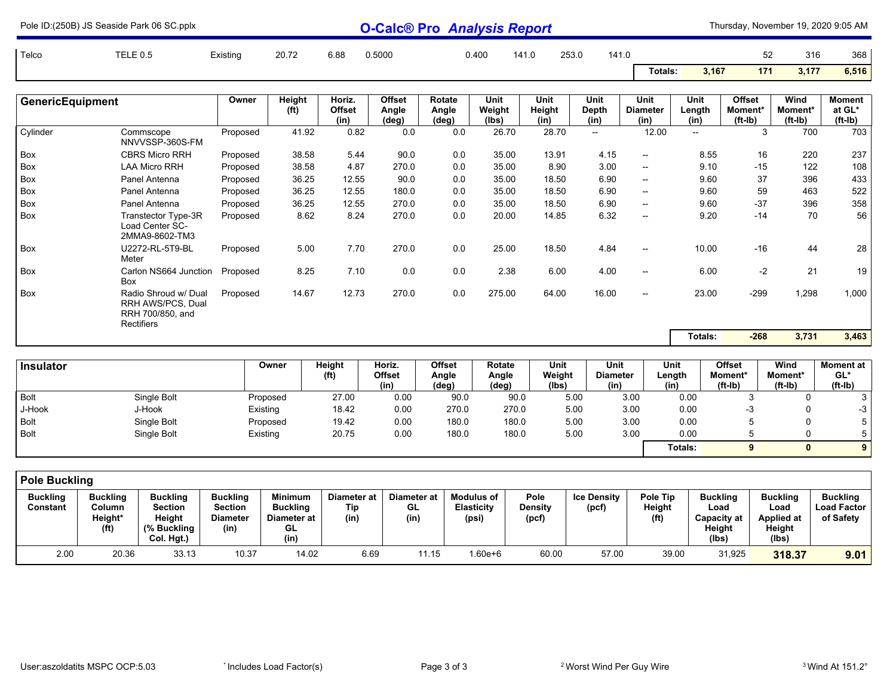| | | | | | | | | | | | | | | |
|---|---|---|---|---|---|---|---|---|---|---|---|---|---|---|
| Telco | TELE 0.5 | Existing | 20.72 | 6.88 | 0.5000 | | 0.400 | 141.0 | 253.0 | 141.0 | | 52 | 316 | 368 |
| | | | | | | | | | | | **Totals:** 3,167 | 171 | 3,177 | 6,516 |

| GenericEquipment | | Owner | Height (ft) | Horiz. Offset (in) | Offset Angle (deg) | Rotate Angle (deg) | Unit Weight (lbs) | Unit Height (in) | Unit Depth (in) | Unit Diameter (in) | Unit Length (in) | Offset Moment* (ft-lb) | Wind Moment* (ft-lb) | Moment at GL* (ft-lb) |
|---|---|---|---|---|---|---|---|---|---|---|---|---|---|---|
| Cylinder | Commscope NNVVSSP-360S-FM | Proposed | 41.92 | 0.82 | 0.0 | 0.0 | 26.70 | 28.70 | -- | 12.00 | -- | 3 | 700 | 703 |
| Box | CBRS Micro RRH | Proposed | 38.58 | 5.44 | 90.0 | 0.0 | 35.00 | 13.91 | 4.15 | -- | 8.55 | 16 | 220 | 237 |
| Box | LAA Micro RRH | Proposed | 38.58 | 4.87 | 270.0 | 0.0 | 35.00 | 8.90 | 3.00 | -- | 9.10 | -15 | 122 | 108 |
| Box | Panel Antenna | Proposed | 36.25 | 12.55 | 90.0 | 0.0 | 35.00 | 18.50 | 6.90 | -- | 9.60 | 37 | 396 | 433 |
| Box | Panel Antenna | Proposed | 36.25 | 12.55 | 180.0 | 0.0 | 35.00 | 18.50 | 6.90 | -- | 9.60 | 59 | 463 | 522 |
| Box | Panel Antenna | Proposed | 36.25 | 12.55 | 270.0 | 0.0 | 35.00 | 18.50 | 6.90 | -- | 9.60 | -37 | 396 | 358 |
| Box | Transtector Type-3R Load Center SC-2MMA9-8602-TM3 | Proposed | 8.62 | 8.24 | 270.0 | 0.0 | 20.00 | 14.85 | 6.32 | -- | 9.20 | -14 | 70 | 56 |
| Box | U2272-RL-5T9-BL Meter | Proposed | 5.00 | 7.70 | 270.0 | 0.0 | 25.00 | 18.50 | 4.84 | -- | 10.00 | -16 | 44 | 28 |
| Box | Carlon NS664 Junction Box | Proposed | 8.25 | 7.10 | 0.0 | 0.0 | 2.38 | 6.00 | 4.00 | -- | 6.00 | -2 | 21 | 19 |
| Box | Radio Shroud w/ Dual RRH AWS/PCS, Dual RRH 700/850, and Rectifiers | Proposed | 14.67 | 12.73 | 270.0 | 0.0 | 275.00 | 64.00 | 16.00 | -- | 23.00 | -299 | 1,298 | 1,000 |
| | | | | | | | | | | | **Totals:** | -268 | 3,731 | 3,463 |

| Insulator | | Owner | Height (ft) | Horiz. Offset (in) | Offset Angle (deg) | Rotate Angle (deg) | Unit Weight (lbs) | Unit Diameter (in) | Unit Length (in) | Offset Moment* (ft-lb) | Wind Moment* (ft-lb) | Moment at GL* (ft-lb) |
|---|---|---|---|---|---|---|---|---|---|---|---|---|
| Bolt | Single Bolt | Proposed | 27.00 | 0.00 | 90.0 | 90.0 | 5.00 | 3.00 | 0.00 | 3 | 0 | 3 |
| J-Hook | J-Hook | Existing | 18.42 | 0.00 | 270.0 | 270.0 | 5.00 | 3.00 | 0.00 | -3 | 0 | -3 |
| Bolt | Single Bolt | Proposed | 19.42 | 0.00 | 180.0 | 180.0 | 5.00 | 3.00 | 0.00 | 5 | 0 | 5 |
| Bolt | Single Bolt | Existing | 20.75 | 0.00 | 180.0 | 180.0 | 5.00 | 3.00 | 0.00 | 5 | 0 | 5 |
| | | | | | | | | | **Totals:** | 9 | 0 | 9 |

**Pole Buckling**

| Buckling Constant | Buckling Column Height* (ft) | Buckling Section Height (% Buckling Col. Hgt.) | Buckling Section Diameter (in) | Minimum Buckling Diameter at GL (in) | Diameter at Tip (in) | Diameter at GL (in) | Modulus of Elasticity (psi) | Pole Density (pcf) | Ice Density (pcf) | Pole Tip Height (ft) | Buckling Load Capacity at Height (lbs) | Buckling Load Applied at Height (lbs) | Buckling Load Factor of Safety |
|---|---|---|---|---|---|---|---|---|---|---|---|---|---|
| 2.00 | 20.36 | 33.13 | 10.37 | 14.02 | 6.69 | 11.15 | 1.60e+6 | 60.00 | 57.00 | 39.00 | 31,925 | **318.37** | **9.01** |

User:aszoldatits MSPC OCP:5.03

* Includes Load Factor(s)

[2] Worst Wind Per Guy Wire

[3] Wind At 151.2°